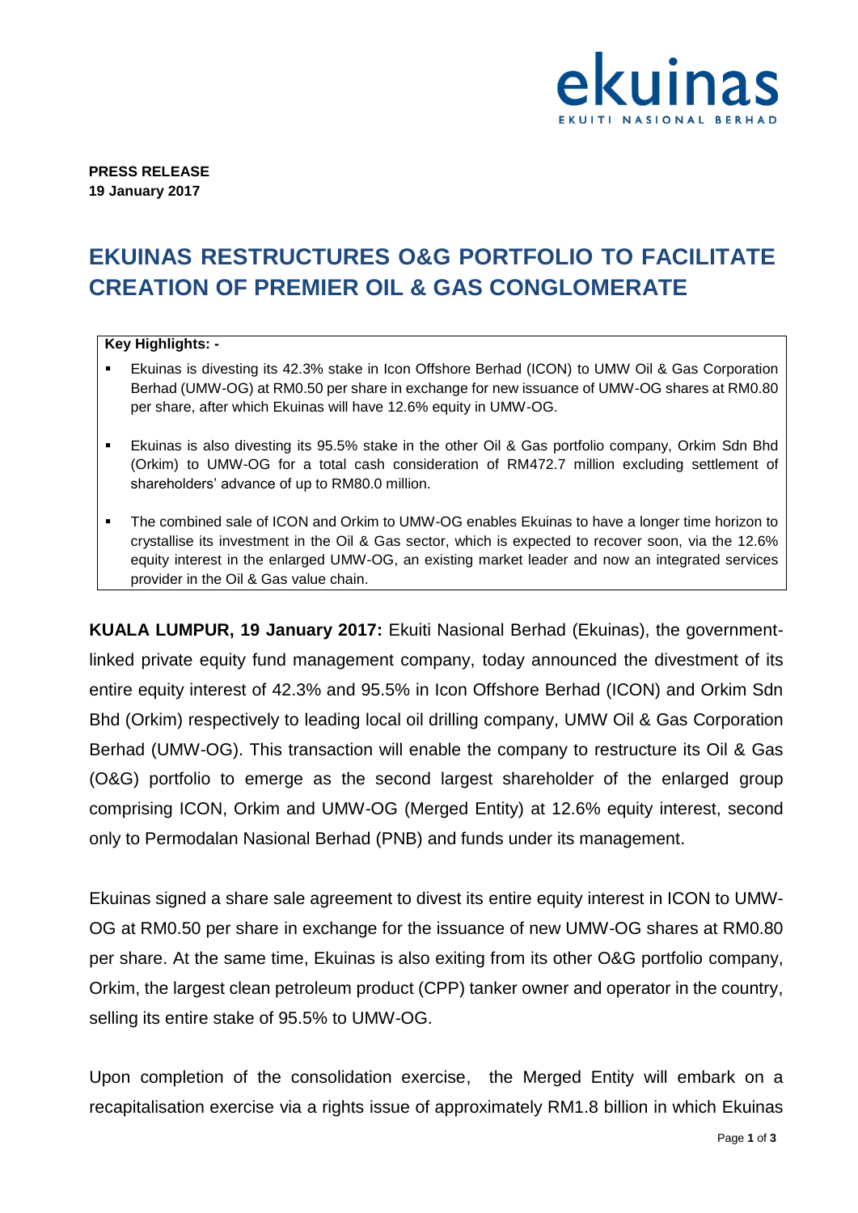**PRESS RELEASE**
**19 January 2017**

# EKUINAS RESTRUCTURES O&G PORTFOLIO TO FACILITATE CREATION OF PREMIER OIL & GAS CONGLOMERATE

**Key Highlights: -**

- Ekuinas is divesting its 42.3% stake in Icon Offshore Berhad (ICON) to UMW Oil & Gas Corporation Berhad (UMW-OG) at RM0.50 per share in exchange for new issuance of UMW-OG shares at RM0.80 per share, after which Ekuinas will have 12.6% equity in UMW-OG.
- Ekuinas is also divesting its 95.5% stake in the other Oil & Gas portfolio company, Orkim Sdn Bhd (Orkim) to UMW-OG for a total cash consideration of RM472.7 million excluding settlement of shareholders' advance of up to RM80.0 million.
- The combined sale of ICON and Orkim to UMW-OG enables Ekuinas to have a longer time horizon to crystallise its investment in the Oil & Gas sector, which is expected to recover soon, via the 12.6% equity interest in the enlarged UMW-OG, an existing market leader and now an integrated services provider in the Oil & Gas value chain.

**KUALA LUMPUR, 19 January 2017:** Ekuiti Nasional Berhad (Ekuinas), the government-linked private equity fund management company, today announced the divestment of its entire equity interest of 42.3% and 95.5% in Icon Offshore Berhad (ICON) and Orkim Sdn Bhd (Orkim) respectively to leading local oil drilling company, UMW Oil & Gas Corporation Berhad (UMW-OG). This transaction will enable the company to restructure its Oil & Gas (O&G) portfolio to emerge as the second largest shareholder of the enlarged group comprising ICON, Orkim and UMW-OG (Merged Entity) at 12.6% equity interest, second only to Permodalan Nasional Berhad (PNB) and funds under its management.

Ekuinas signed a share sale agreement to divest its entire equity interest in ICON to UMW-OG at RM0.50 per share in exchange for the issuance of new UMW-OG shares at RM0.80 per share. At the same time, Ekuinas is also exiting from its other O&G portfolio company, Orkim, the largest clean petroleum product (CPP) tanker owner and operator in the country, selling its entire stake of 95.5% to UMW-OG.

Upon completion of the consolidation exercise, the Merged Entity will embark on a recapitalisation exercise via a rights issue of approximately RM1.8 billion in which Ekuinas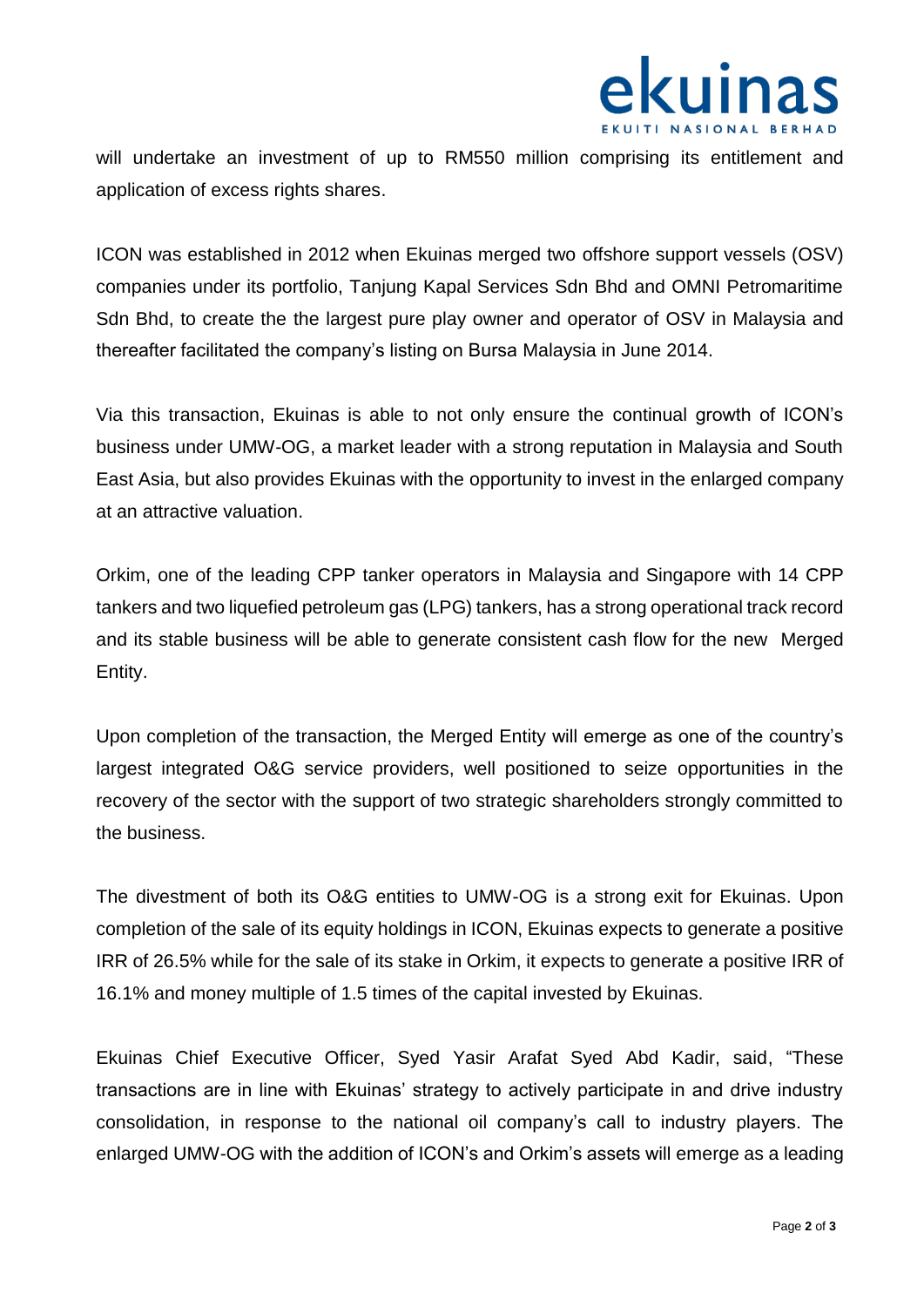will undertake an investment of up to RM550 million comprising its entitlement and application of excess rights shares.

ICON was established in 2012 when Ekuinas merged two offshore support vessels (OSV) companies under its portfolio, Tanjung Kapal Services Sdn Bhd and OMNI Petromaritime Sdn Bhd, to create the the largest pure play owner and operator of OSV in Malaysia and thereafter facilitated the company's listing on Bursa Malaysia in June 2014.

Via this transaction, Ekuinas is able to not only ensure the continual growth of ICON's business under UMW-OG, a market leader with a strong reputation in Malaysia and South East Asia, but also provides Ekuinas with the opportunity to invest in the enlarged company at an attractive valuation.

Orkim, one of the leading CPP tanker operators in Malaysia and Singapore with 14 CPP tankers and two liquefied petroleum gas (LPG) tankers, has a strong operational track record and its stable business will be able to generate consistent cash flow for the new Merged Entity.

Upon completion of the transaction, the Merged Entity will emerge as one of the country's largest integrated O&G service providers, well positioned to seize opportunities in the recovery of the sector with the support of two strategic shareholders strongly committed to the business.

The divestment of both its O&G entities to UMW-OG is a strong exit for Ekuinas. Upon completion of the sale of its equity holdings in ICON, Ekuinas expects to generate a positive IRR of 26.5% while for the sale of its stake in Orkim, it expects to generate a positive IRR of 16.1% and money multiple of 1.5 times of the capital invested by Ekuinas.

Ekuinas Chief Executive Officer, Syed Yasir Arafat Syed Abd Kadir, said, "These transactions are in line with Ekuinas' strategy to actively participate in and drive industry consolidation, in response to the national oil company's call to industry players. The enlarged UMW-OG with the addition of ICON's and Orkim's assets will emerge as a leading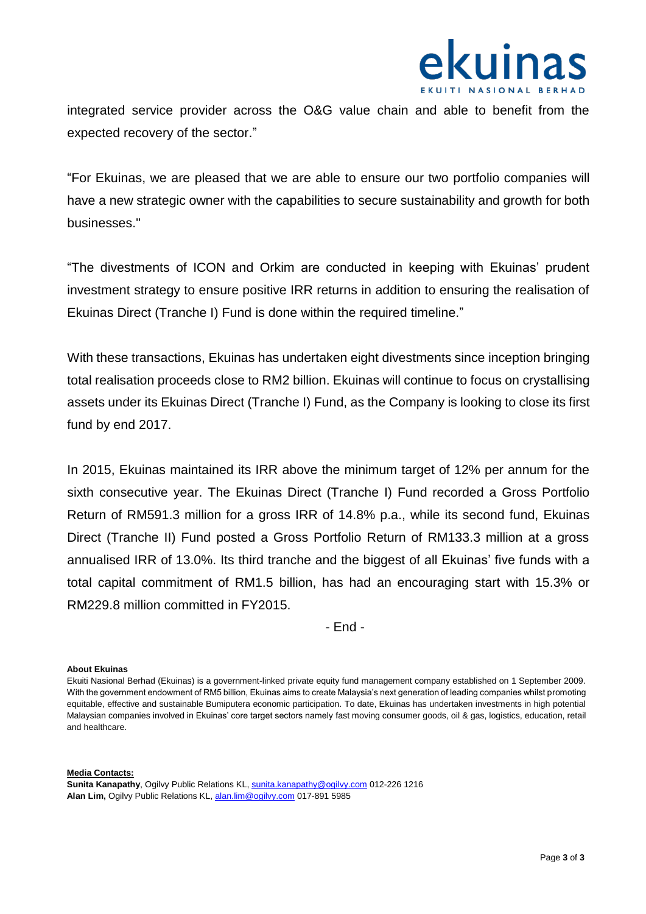integrated service provider across the O&G value chain and able to benefit from the expected recovery of the sector."

"For Ekuinas, we are pleased that we are able to ensure our two portfolio companies will have a new strategic owner with the capabilities to secure sustainability and growth for both businesses."

"The divestments of ICON and Orkim are conducted in keeping with Ekuinas' prudent investment strategy to ensure positive IRR returns in addition to ensuring the realisation of Ekuinas Direct (Tranche I) Fund is done within the required timeline."

With these transactions, Ekuinas has undertaken eight divestments since inception bringing total realisation proceeds close to RM2 billion. Ekuinas will continue to focus on crystallising assets under its Ekuinas Direct (Tranche I) Fund, as the Company is looking to close its first fund by end 2017.

In 2015, Ekuinas maintained its IRR above the minimum target of 12% per annum for the sixth consecutive year. The Ekuinas Direct (Tranche I) Fund recorded a Gross Portfolio Return of RM591.3 million for a gross IRR of 14.8% p.a., while its second fund, Ekuinas Direct (Tranche II) Fund posted a Gross Portfolio Return of RM133.3 million at a gross annualised IRR of 13.0%. Its third tranche and the biggest of all Ekuinas' five funds with a total capital commitment of RM1.5 billion, has had an encouraging start with 15.3% or RM229.8 million committed in FY2015.

- End -

**About Ekuinas**

Ekuiti Nasional Berhad (Ekuinas) is a government-linked private equity fund management company established on 1 September 2009. With the government endowment of RM5 billion, Ekuinas aims to create Malaysia's next generation of leading companies whilst promoting equitable, effective and sustainable Bumiputera economic participation. To date, Ekuinas has undertaken investments in high potential Malaysian companies involved in Ekuinas' core target sectors namely fast moving consumer goods, oil & gas, logistics, education, retail and healthcare.

**Media Contacts:**

**Sunita Kanapathy**, Ogilvy Public Relations KL, sunita.kanapathy@ogilvy.com 012-226 1216
**Alan Lim,** Ogilvy Public Relations KL, alan.lim@ogilvy.com 017-891 5985